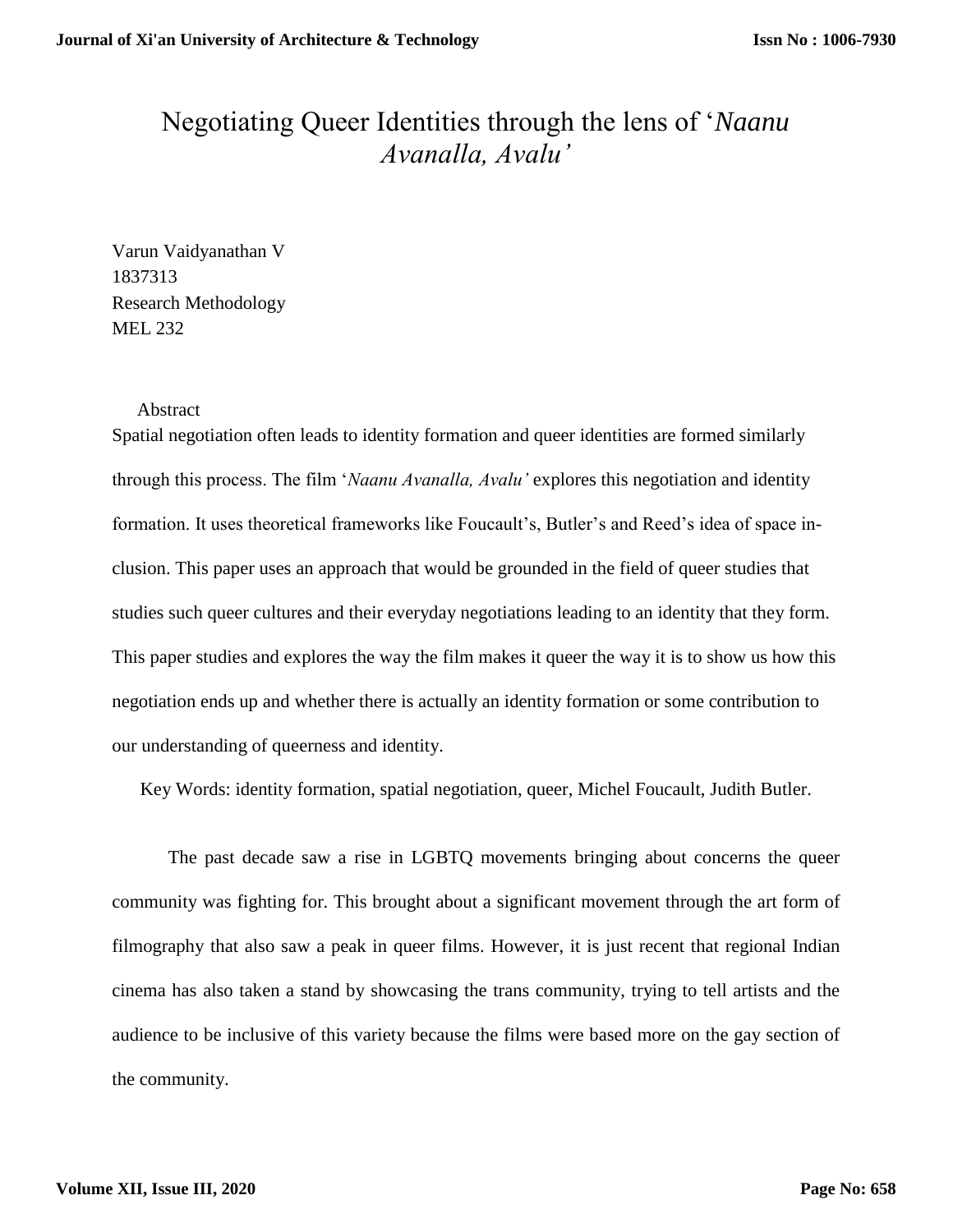# Negotiating Queer Identities through the lens of '*Naanu Avanalla, Avalu'*

Varun Vaidyanathan V
1837313
Research Methodology
MEL 232

Abstract

Spatial negotiation often leads to identity formation and queer identities are formed similarly through this process. The film '*Naanu Avanalla, Avalu'* explores this negotiation and identity formation. It uses theoretical frameworks like Foucault's, Butler's and Reed's idea of space in-clusion. This paper uses an approach that would be grounded in the field of queer studies that studies such queer cultures and their everyday negotiations leading to an identity that they form. This paper studies and explores the way the film makes it queer the way it is to show us how this negotiation ends up and whether there is actually an identity formation or some contribution to our understanding of queerness and identity.

Key Words: identity formation, spatial negotiation, queer, Michel Foucault, Judith Butler.

The past decade saw a rise in LGBTQ movements bringing about concerns the queer community was fighting for. This brought about a significant movement through the art form of filmography that also saw a peak in queer films. However, it is just recent that regional Indian cinema has also taken a stand by showcasing the trans community, trying to tell artists and the audience to be inclusive of this variety because the films were based more on the gay section of the community.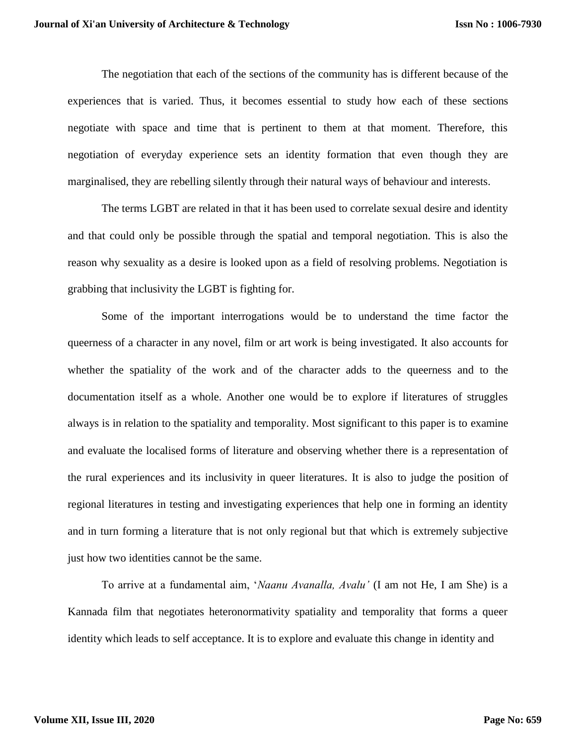The negotiation that each of the sections of the community has is different because of the experiences that is varied. Thus, it becomes essential to study how each of these sections negotiate with space and time that is pertinent to them at that moment. Therefore, this negotiation of everyday experience sets an identity formation that even though they are marginalised, they are rebelling silently through their natural ways of behaviour and interests.

The terms LGBT are related in that it has been used to correlate sexual desire and identity and that could only be possible through the spatial and temporal negotiation. This is also the reason why sexuality as a desire is looked upon as a field of resolving problems. Negotiation is grabbing that inclusivity the LGBT is fighting for.

Some of the important interrogations would be to understand the time factor the queerness of a character in any novel, film or art work is being investigated. It also accounts for whether the spatiality of the work and of the character adds to the queerness and to the documentation itself as a whole. Another one would be to explore if literatures of struggles always is in relation to the spatiality and temporality. Most significant to this paper is to examine and evaluate the localised forms of literature and observing whether there is a representation of the rural experiences and its inclusivity in queer literatures. It is also to judge the position of regional literatures in testing and investigating experiences that help one in forming an identity and in turn forming a literature that is not only regional but that which is extremely subjective just how two identities cannot be the same.

To arrive at a fundamental aim, '*Naanu Avanalla, Avalu'* (I am not He, I am She) is a Kannada film that negotiates heteronormativity spatiality and temporality that forms a queer identity which leads to self acceptance. It is to explore and evaluate this change in identity and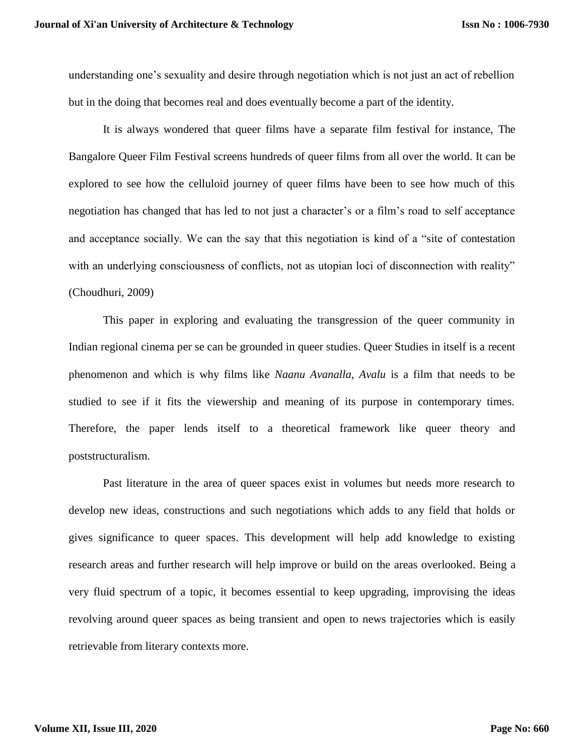understanding one's sexuality and desire through negotiation which is not just an act of rebellion but in the doing that becomes real and does eventually become a part of the identity.

It is always wondered that queer films have a separate film festival for instance, The Bangalore Queer Film Festival screens hundreds of queer films from all over the world. It can be explored to see how the celluloid journey of queer films have been to see how much of this negotiation has changed that has led to not just a character's or a film's road to self acceptance and acceptance socially. We can the say that this negotiation is kind of a "site of contestation with an underlying consciousness of conflicts, not as utopian loci of disconnection with reality" (Choudhuri, 2009)

This paper in exploring and evaluating the transgression of the queer community in Indian regional cinema per se can be grounded in queer studies. Queer Studies in itself is a recent phenomenon and which is why films like *Naanu Avanalla, Avalu* is a film that needs to be studied to see if it fits the viewership and meaning of its purpose in contemporary times. Therefore, the paper lends itself to a theoretical framework like queer theory and poststructuralism.

Past literature in the area of queer spaces exist in volumes but needs more research to develop new ideas, constructions and such negotiations which adds to any field that holds or gives significance to queer spaces. This development will help add knowledge to existing research areas and further research will help improve or build on the areas overlooked. Being a very fluid spectrum of a topic, it becomes essential to keep upgrading, improvising the ideas revolving around queer spaces as being transient and open to news trajectories which is easily retrievable from literary contexts more.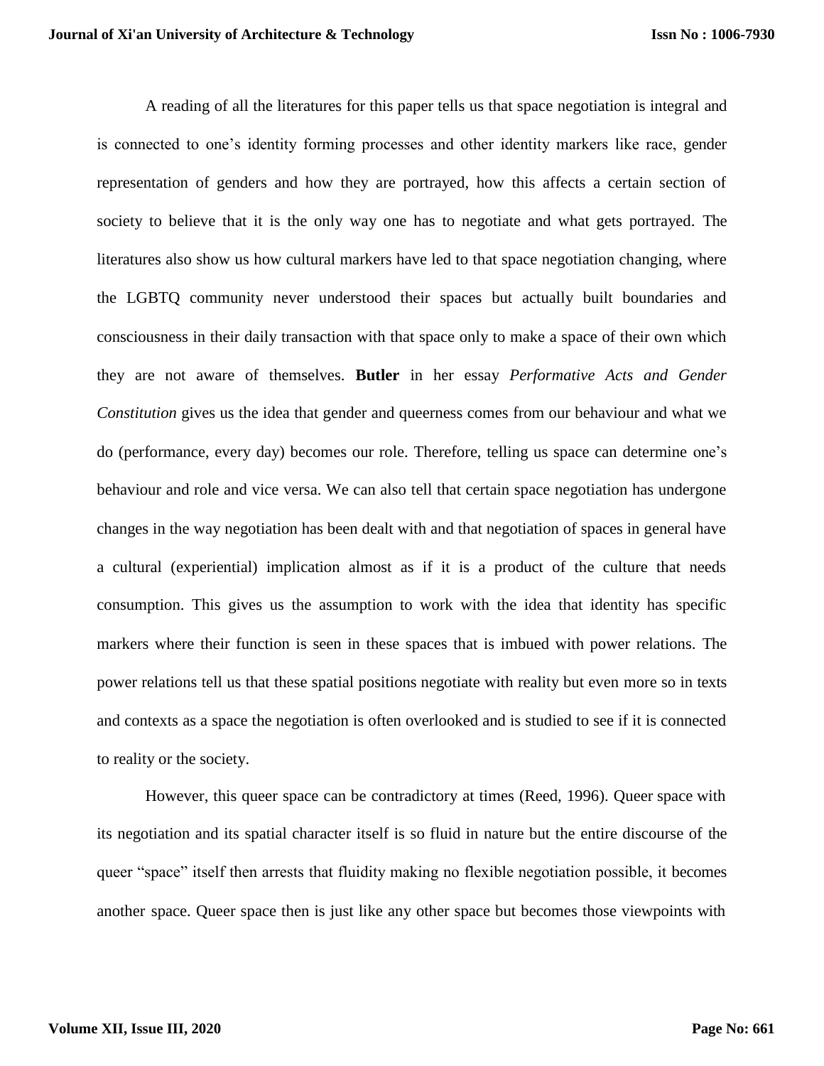A reading of all the literatures for this paper tells us that space negotiation is integral and is connected to one's identity forming processes and other identity markers like race, gender representation of genders and how they are portrayed, how this affects a certain section of society to believe that it is the only way one has to negotiate and what gets portrayed. The literatures also show us how cultural markers have led to that space negotiation changing, where the LGBTQ community never understood their spaces but actually built boundaries and consciousness in their daily transaction with that space only to make a space of their own which they are not aware of themselves. **Butler** in her essay *Performative Acts and Gender Constitution* gives us the idea that gender and queerness comes from our behaviour and what we do (performance, every day) becomes our role. Therefore, telling us space can determine one's behaviour and role and vice versa. We can also tell that certain space negotiation has undergone changes in the way negotiation has been dealt with and that negotiation of spaces in general have a cultural (experiential) implication almost as if it is a product of the culture that needs consumption. This gives us the assumption to work with the idea that identity has specific markers where their function is seen in these spaces that is imbued with power relations. The power relations tell us that these spatial positions negotiate with reality but even more so in texts and contexts as a space the negotiation is often overlooked and is studied to see if it is connected to reality or the society.

However, this queer space can be contradictory at times (Reed, 1996). Queer space with its negotiation and its spatial character itself is so fluid in nature but the entire discourse of the queer "space" itself then arrests that fluidity making no flexible negotiation possible, it becomes another space. Queer space then is just like any other space but becomes those viewpoints with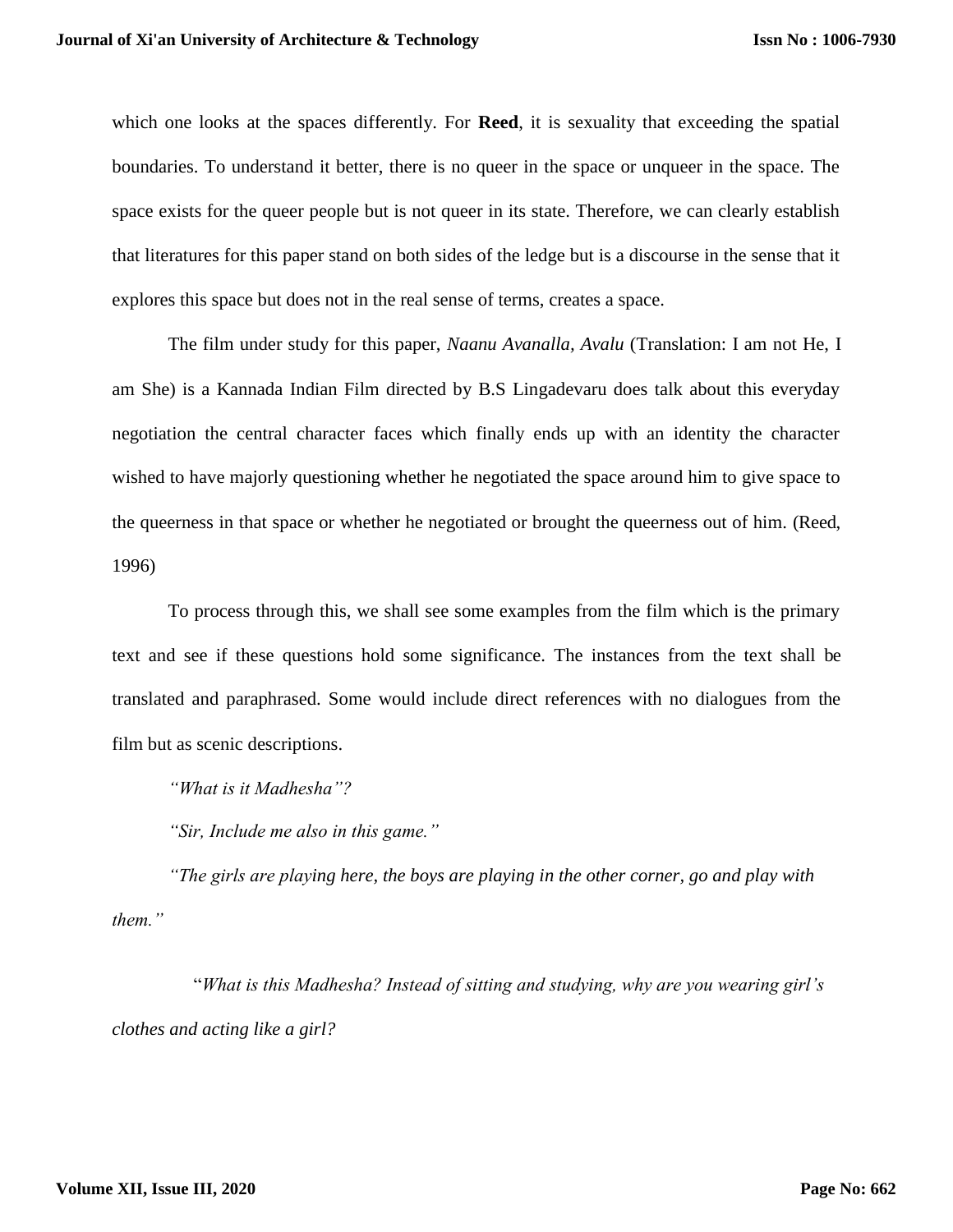which one looks at the spaces differently. For **Reed**, it is sexuality that exceeding the spatial boundaries. To understand it better, there is no queer in the space or unqueer in the space. The space exists for the queer people but is not queer in its state. Therefore, we can clearly establish that literatures for this paper stand on both sides of the ledge but is a discourse in the sense that it explores this space but does not in the real sense of terms, creates a space.

The film under study for this paper, *Naanu Avanalla, Avalu* (Translation: I am not He, I am She) is a Kannada Indian Film directed by B.S Lingadevaru does talk about this everyday negotiation the central character faces which finally ends up with an identity the character wished to have majorly questioning whether he negotiated the space around him to give space to the queerness in that space or whether he negotiated or brought the queerness out of him. (Reed, 1996)

To process through this, we shall see some examples from the film which is the primary text and see if these questions hold some significance. The instances from the text shall be translated and paraphrased. Some would include direct references with no dialogues from the film but as scenic descriptions.

*"What is it Madhesha"?*

*"Sir, Include me also in this game."*

*"The girls are playing here, the boys are playing in the other corner, go and play with them."*

"*What is this Madhesha? Instead of sitting and studying, why are you wearing girl's clothes and acting like a girl?*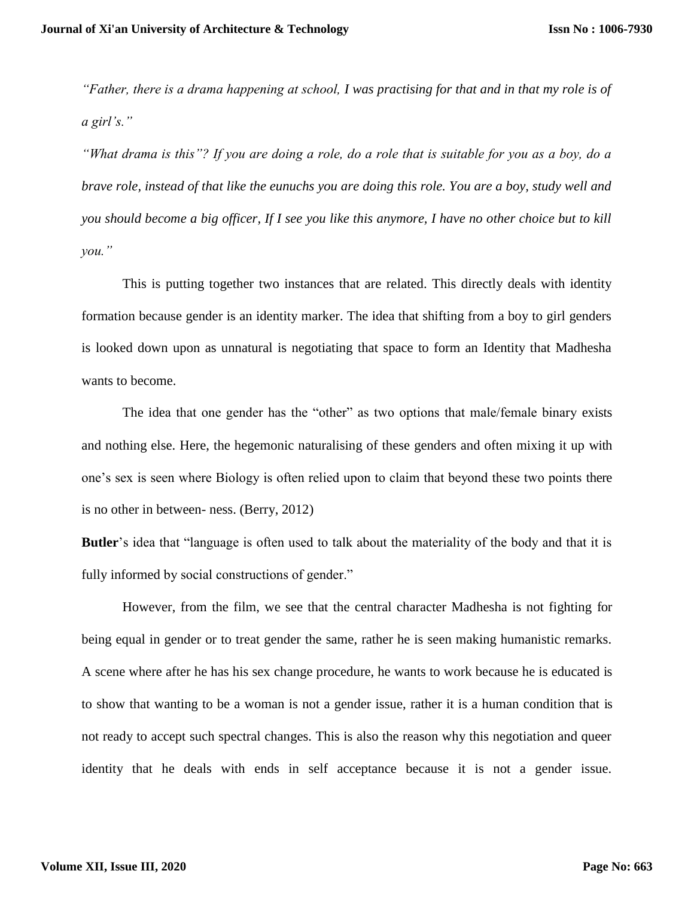*"Father, there is a drama happening at school, I was practising for that and in that my role is of a girl's."*

*"What drama is this"? If you are doing a role, do a role that is suitable for you as a boy, do a brave role, instead of that like the eunuchs you are doing this role. You are a boy, study well and you should become a big officer, If I see you like this anymore, I have no other choice but to kill you."*

This is putting together two instances that are related. This directly deals with identity formation because gender is an identity marker. The idea that shifting from a boy to girl genders is looked down upon as unnatural is negotiating that space to form an Identity that Madhesha wants to become.

The idea that one gender has the "other" as two options that male/female binary exists and nothing else. Here, the hegemonic naturalising of these genders and often mixing it up with one's sex is seen where Biology is often relied upon to claim that beyond these two points there is no other in between- ness. (Berry, 2012)

**Butler**'s idea that "language is often used to talk about the materiality of the body and that it is fully informed by social constructions of gender."

However, from the film, we see that the central character Madhesha is not fighting for being equal in gender or to treat gender the same, rather he is seen making humanistic remarks. A scene where after he has his sex change procedure, he wants to work because he is educated is to show that wanting to be a woman is not a gender issue, rather it is a human condition that is not ready to accept such spectral changes. This is also the reason why this negotiation and queer identity that he deals with ends in self acceptance because it is not a gender issue.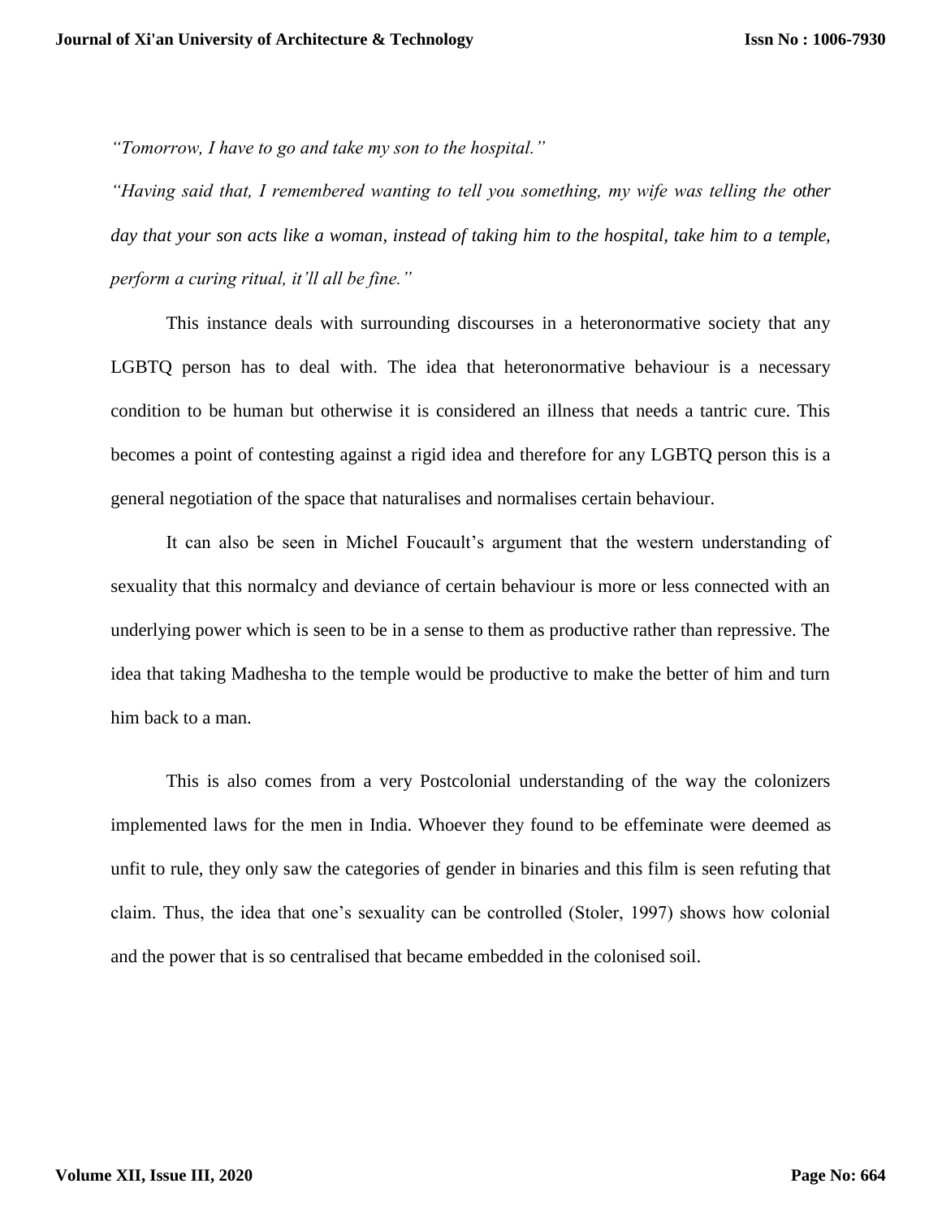*"Tomorrow, I have to go and take my son to the hospital."*

*"Having said that, I remembered wanting to tell you something, my wife was telling the other day that your son acts like a woman, instead of taking him to the hospital, take him to a temple, perform a curing ritual, it'll all be fine."*

This instance deals with surrounding discourses in a heteronormative society that any LGBTQ person has to deal with. The idea that heteronormative behaviour is a necessary condition to be human but otherwise it is considered an illness that needs a tantric cure. This becomes a point of contesting against a rigid idea and therefore for any LGBTQ person this is a general negotiation of the space that naturalises and normalises certain behaviour.

It can also be seen in Michel Foucault's argument that the western understanding of sexuality that this normalcy and deviance of certain behaviour is more or less connected with an underlying power which is seen to be in a sense to them as productive rather than repressive. The idea that taking Madhesha to the temple would be productive to make the better of him and turn him back to a man.

This is also comes from a very Postcolonial understanding of the way the colonizers implemented laws for the men in India. Whoever they found to be effeminate were deemed as unfit to rule, they only saw the categories of gender in binaries and this film is seen refuting that claim. Thus, the idea that one's sexuality can be controlled (Stoler, 1997) shows how colonial and the power that is so centralised that became embedded in the colonised soil.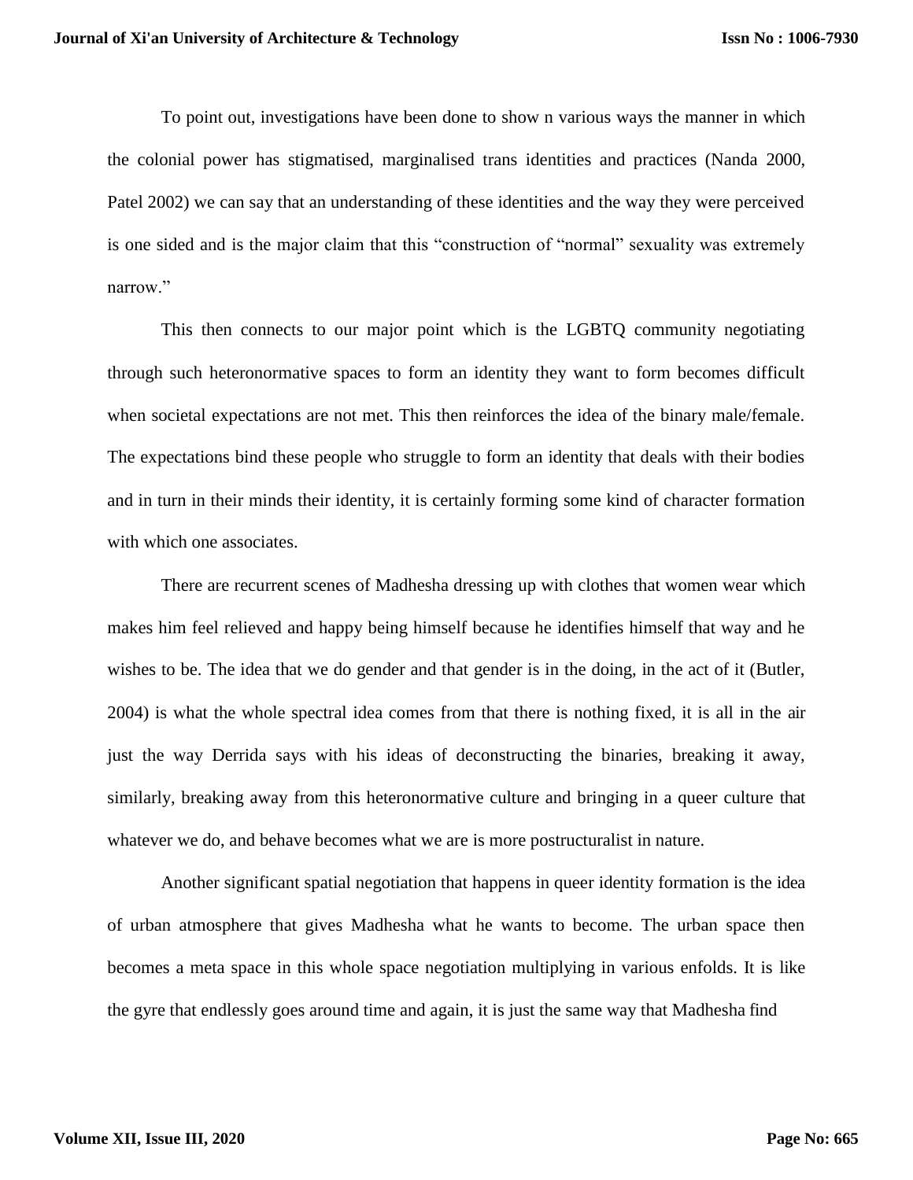To point out, investigations have been done to show n various ways the manner in which the colonial power has stigmatised, marginalised trans identities and practices (Nanda 2000, Patel 2002) we can say that an understanding of these identities and the way they were perceived is one sided and is the major claim that this "construction of "normal" sexuality was extremely narrow."

This then connects to our major point which is the LGBTQ community negotiating through such heteronormative spaces to form an identity they want to form becomes difficult when societal expectations are not met. This then reinforces the idea of the binary male/female. The expectations bind these people who struggle to form an identity that deals with their bodies and in turn in their minds their identity, it is certainly forming some kind of character formation with which one associates.

There are recurrent scenes of Madhesha dressing up with clothes that women wear which makes him feel relieved and happy being himself because he identifies himself that way and he wishes to be. The idea that we do gender and that gender is in the doing, in the act of it (Butler, 2004) is what the whole spectral idea comes from that there is nothing fixed, it is all in the air just the way Derrida says with his ideas of deconstructing the binaries, breaking it away, similarly, breaking away from this heteronormative culture and bringing in a queer culture that whatever we do, and behave becomes what we are is more postructuralist in nature.

Another significant spatial negotiation that happens in queer identity formation is the idea of urban atmosphere that gives Madhesha what he wants to become. The urban space then becomes a meta space in this whole space negotiation multiplying in various enfolds. It is like the gyre that endlessly goes around time and again, it is just the same way that Madhesha find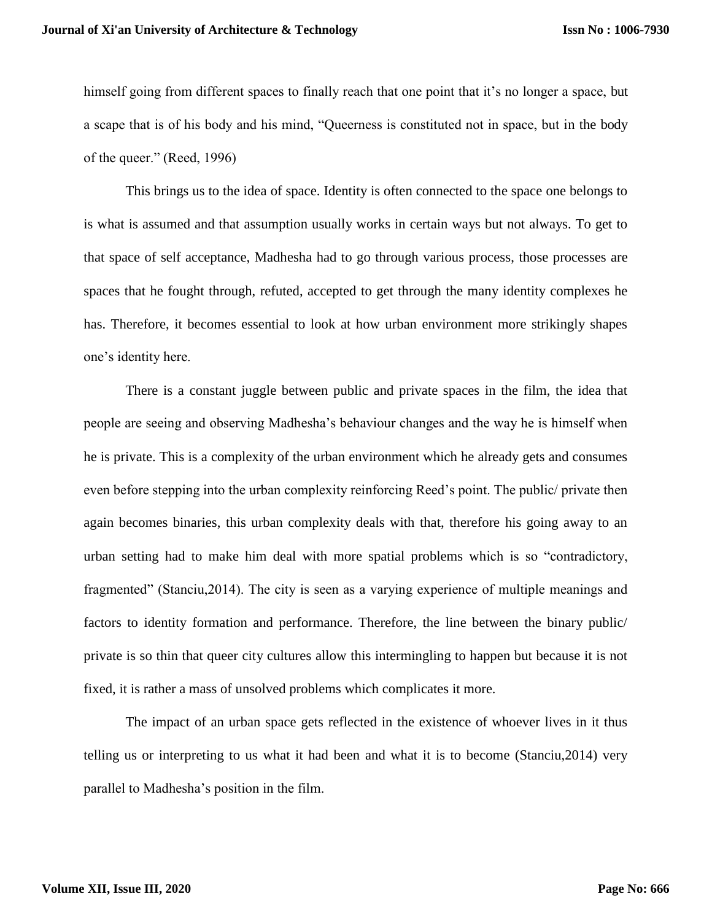himself going from different spaces to finally reach that one point that it's no longer a space, but a scape that is of his body and his mind, "Queerness is constituted not in space, but in the body of the queer." (Reed, 1996)

This brings us to the idea of space. Identity is often connected to the space one belongs to is what is assumed and that assumption usually works in certain ways but not always. To get to that space of self acceptance, Madhesha had to go through various process, those processes are spaces that he fought through, refuted, accepted to get through the many identity complexes he has. Therefore, it becomes essential to look at how urban environment more strikingly shapes one's identity here.

There is a constant juggle between public and private spaces in the film, the idea that people are seeing and observing Madhesha's behaviour changes and the way he is himself when he is private. This is a complexity of the urban environment which he already gets and consumes even before stepping into the urban complexity reinforcing Reed's point. The public/ private then again becomes binaries, this urban complexity deals with that, therefore his going away to an urban setting had to make him deal with more spatial problems which is so "contradictory, fragmented" (Stanciu,2014). The city is seen as a varying experience of multiple meanings and factors to identity formation and performance. Therefore, the line between the binary public/ private is so thin that queer city cultures allow this intermingling to happen but because it is not fixed, it is rather a mass of unsolved problems which complicates it more.

The impact of an urban space gets reflected in the existence of whoever lives in it thus telling us or interpreting to us what it had been and what it is to become (Stanciu,2014) very parallel to Madhesha's position in the film.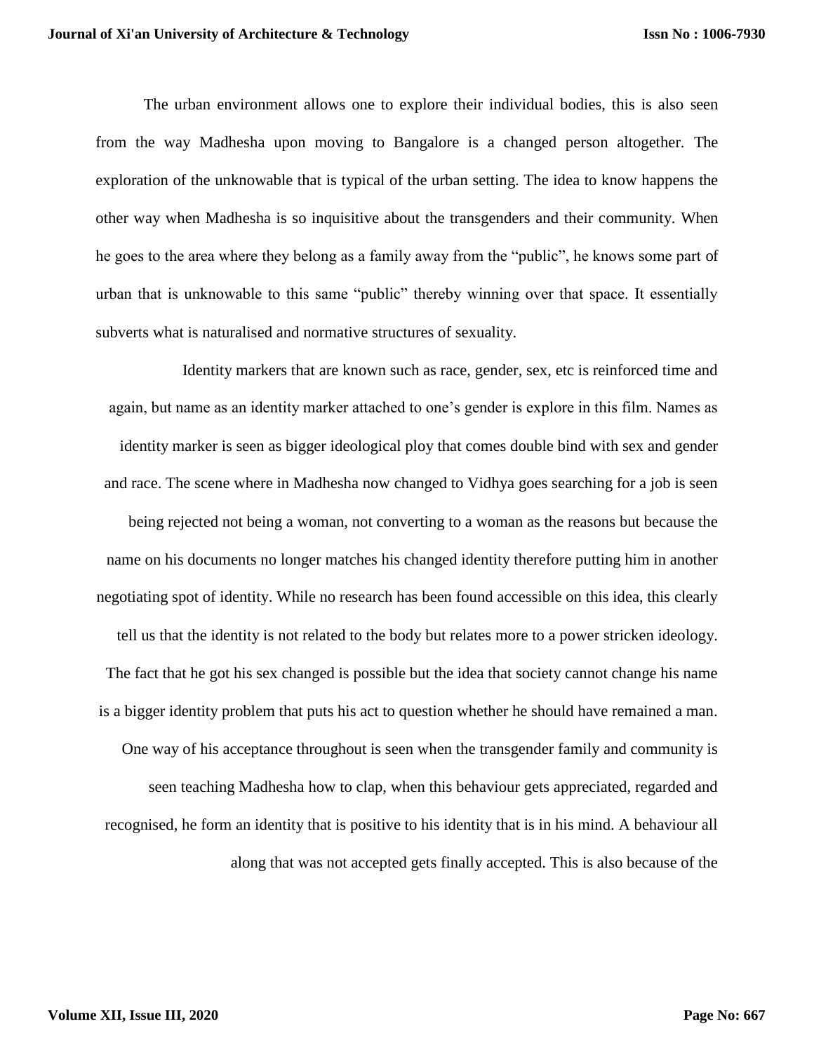The urban environment allows one to explore their individual bodies, this is also seen from the way Madhesha upon moving to Bangalore is a changed person altogether. The exploration of the unknowable that is typical of the urban setting. The idea to know happens the other way when Madhesha is so inquisitive about the transgenders and their community. When he goes to the area where they belong as a family away from the "public", he knows some part of urban that is unknowable to this same "public" thereby winning over that space. It essentially subverts what is naturalised and normative structures of sexuality.

Identity markers that are known such as race, gender, sex, etc is reinforced time and again, but name as an identity marker attached to one's gender is explore in this film. Names as identity marker is seen as bigger ideological ploy that comes double bind with sex and gender and race. The scene where in Madhesha now changed to Vidhya goes searching for a job is seen being rejected not being a woman, not converting to a woman as the reasons but because the name on his documents no longer matches his changed identity therefore putting him in another negotiating spot of identity. While no research has been found accessible on this idea, this clearly tell us that the identity is not related to the body but relates more to a power stricken ideology. The fact that he got his sex changed is possible but the idea that society cannot change his name is a bigger identity problem that puts his act to question whether he should have remained a man. One way of his acceptance throughout is seen when the transgender family and community is seen teaching Madhesha how to clap, when this behaviour gets appreciated, regarded and recognised, he form an identity that is positive to his identity that is in his mind. A behaviour all along that was not accepted gets finally accepted. This is also because of the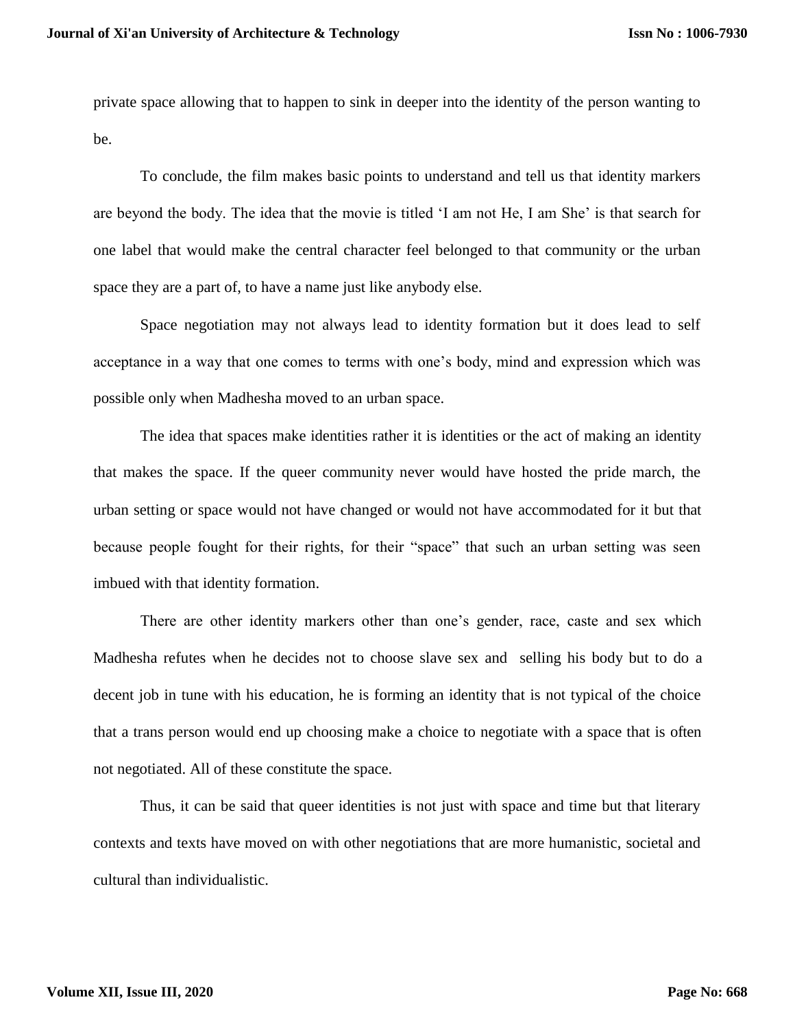private space allowing that to happen to sink in deeper into the identity of the person wanting to be.

To conclude, the film makes basic points to understand and tell us that identity markers are beyond the body. The idea that the movie is titled 'I am not He, I am She' is that search for one label that would make the central character feel belonged to that community or the urban space they are a part of, to have a name just like anybody else.

Space negotiation may not always lead to identity formation but it does lead to self acceptance in a way that one comes to terms with one's body, mind and expression which was possible only when Madhesha moved to an urban space.

The idea that spaces make identities rather it is identities or the act of making an identity that makes the space. If the queer community never would have hosted the pride march, the urban setting or space would not have changed or would not have accommodated for it but that because people fought for their rights, for their "space" that such an urban setting was seen imbued with that identity formation.

There are other identity markers other than one's gender, race, caste and sex which Madhesha refutes when he decides not to choose slave sex and selling his body but to do a decent job in tune with his education, he is forming an identity that is not typical of the choice that a trans person would end up choosing make a choice to negotiate with a space that is often not negotiated. All of these constitute the space.

Thus, it can be said that queer identities is not just with space and time but that literary contexts and texts have moved on with other negotiations that are more humanistic, societal and cultural than individualistic.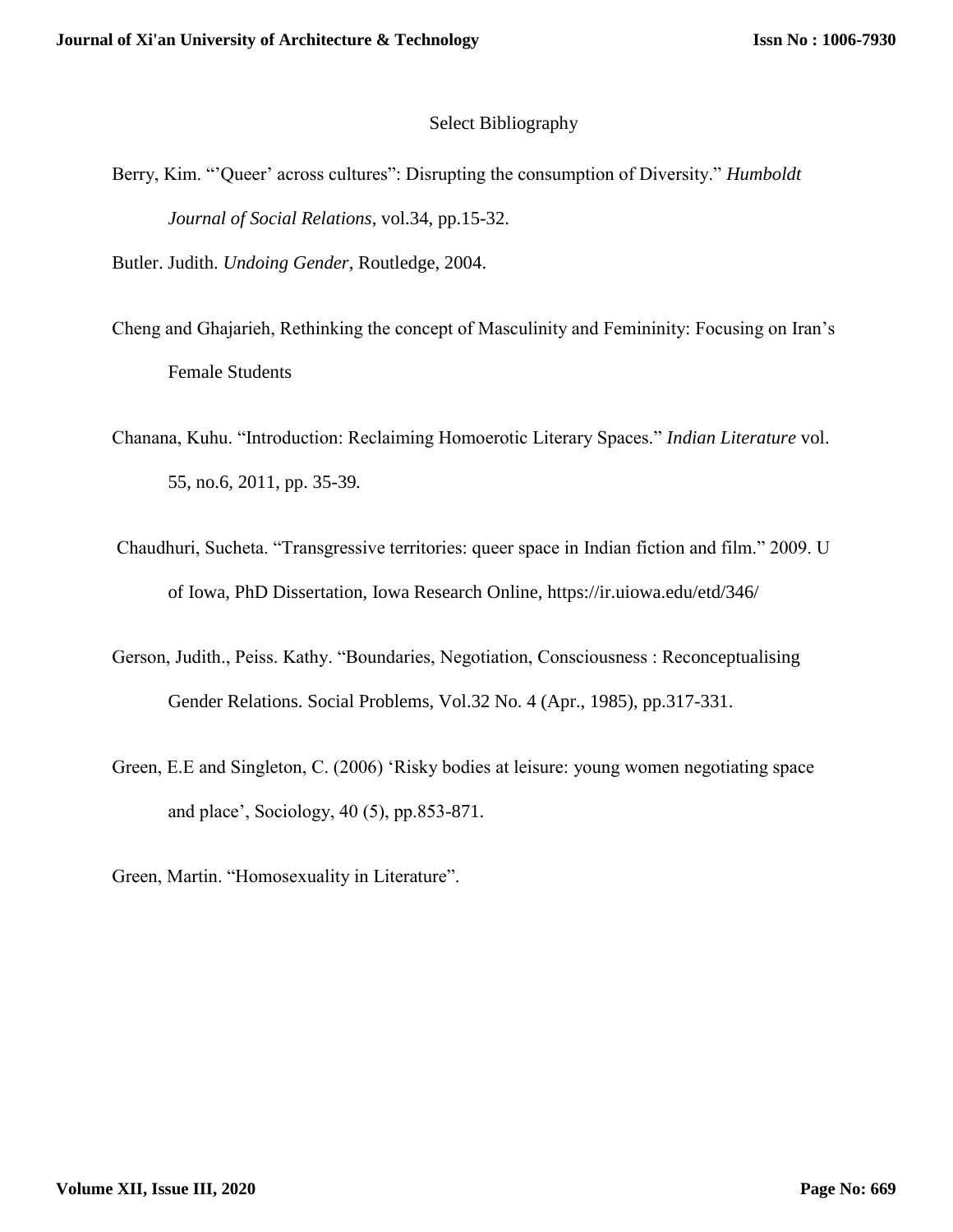## Select Bibliography

Berry, Kim. "'Queer' across cultures": Disrupting the consumption of Diversity." *Humboldt Journal of Social Relations*, vol.34, pp.15-32.

Butler. Judith. *Undoing Gender*, Routledge, 2004.

Cheng and Ghajarieh, Rethinking the concept of Masculinity and Femininity: Focusing on Iran's Female Students

Chanana, Kuhu. "Introduction: Reclaiming Homoerotic Literary Spaces." *Indian Literature* vol. 55, no.6, 2011, pp. 35-39.

Chaudhuri, Sucheta. "Transgressive territories: queer space in Indian fiction and film." 2009. U of Iowa, PhD Dissertation, Iowa Research Online, https://ir.uiowa.edu/etd/346/

Gerson, Judith., Peiss. Kathy. "Boundaries, Negotiation, Consciousness : Reconceptualising Gender Relations. Social Problems, Vol.32 No. 4 (Apr., 1985), pp.317-331.

Green, E.E and Singleton, C. (2006) 'Risky bodies at leisure: young women negotiating space and place', Sociology, 40 (5), pp.853-871.

Green, Martin. "Homosexuality in Literature".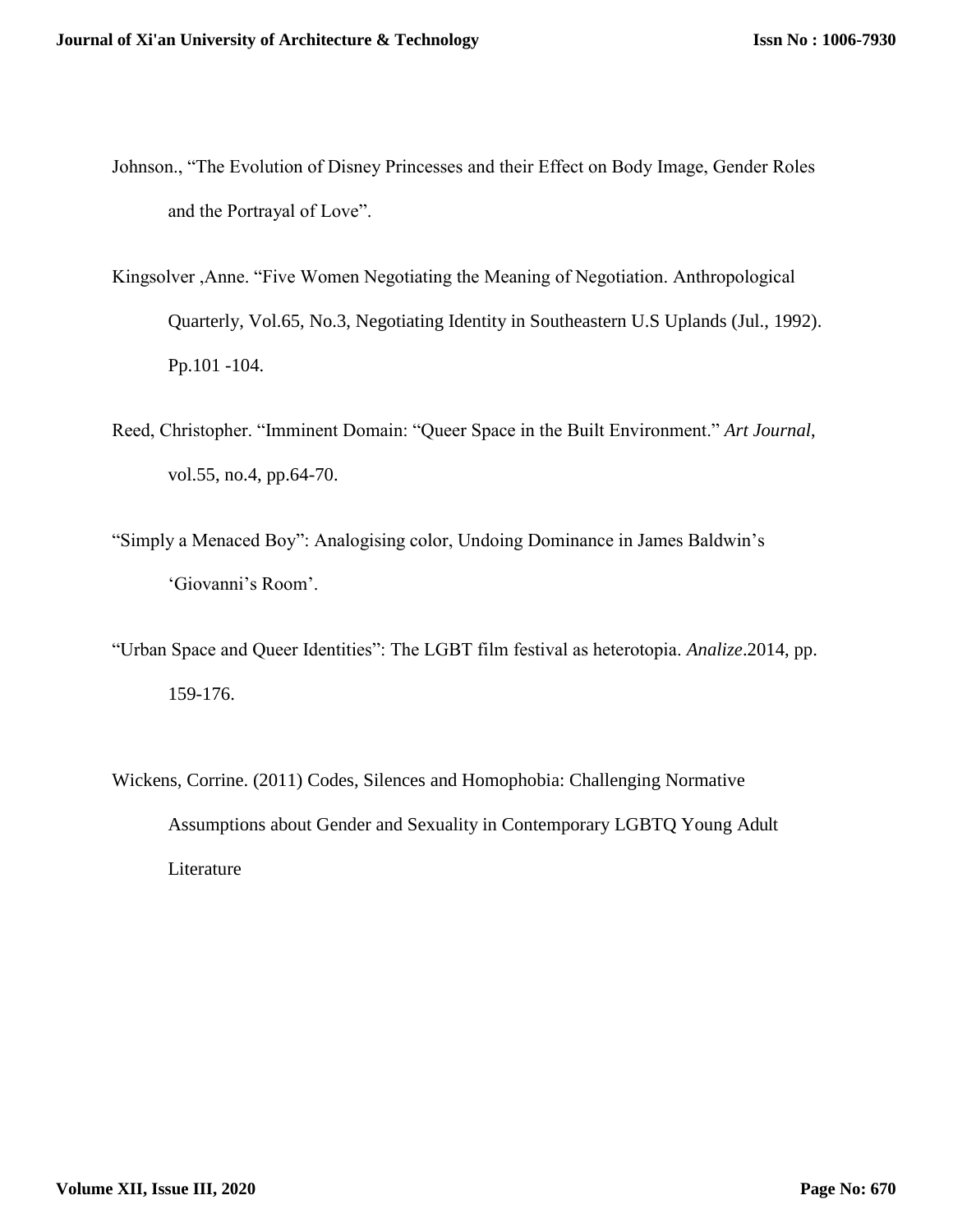Johnson., "The Evolution of Disney Princesses and their Effect on Body Image, Gender Roles and the Portrayal of Love".

Kingsolver ,Anne. "Five Women Negotiating the Meaning of Negotiation. Anthropological Quarterly, Vol.65, No.3, Negotiating Identity in Southeastern U.S Uplands (Jul., 1992). Pp.101 -104.

Reed, Christopher. "Imminent Domain: "Queer Space in the Built Environment." *Art Journal*, vol.55, no.4, pp.64-70.

"Simply a Menaced Boy": Analogising color, Undoing Dominance in James Baldwin's 'Giovanni's Room'.

"Urban Space and Queer Identities": The LGBT film festival as heterotopia. *Analize*.2014, pp. 159-176.

Wickens, Corrine. (2011) Codes, Silences and Homophobia: Challenging Normative Assumptions about Gender and Sexuality in Contemporary LGBTQ Young Adult Literature